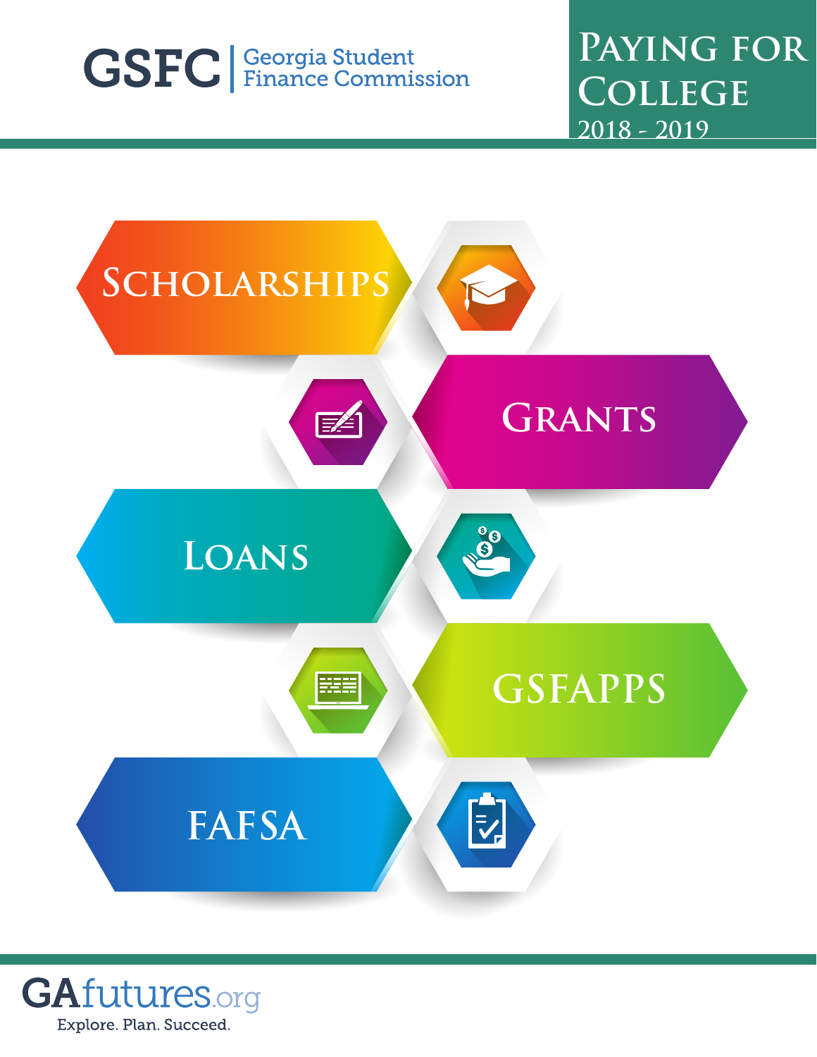GSFC | Georgia Student Finance Commission

# Paying for College

2018 - 2019

## Scholarships

## Grants

## Loans

## GSFAPPS

## FAFSA

GAfutures.org

Explore. Plan. Succeed.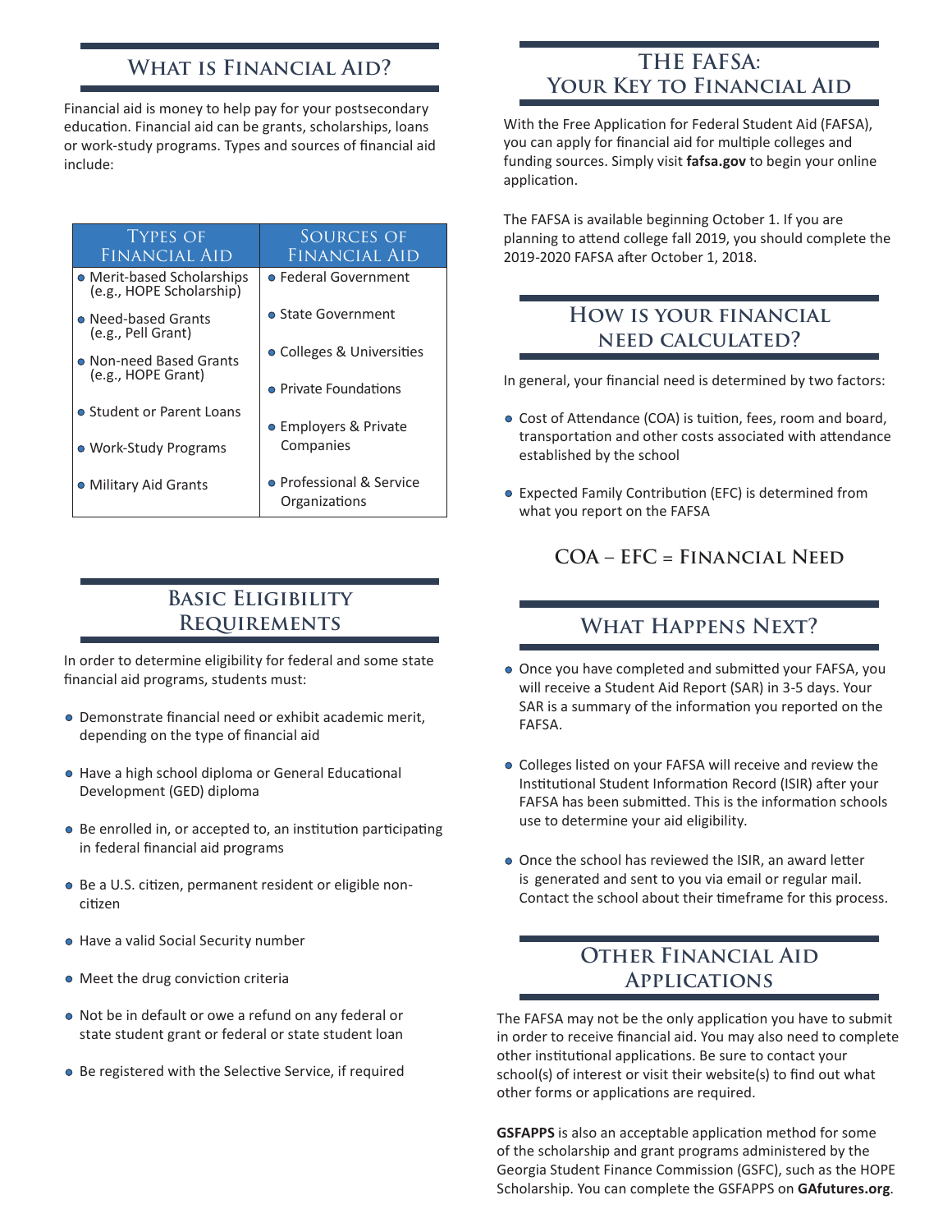## What is Financial Aid?

Financial aid is money to help pay for your postsecondary education. Financial aid can be grants, scholarships, loans or work-study programs. Types and sources of financial aid include:

| Types of Financial Aid | Sources of Financial Aid |
|---|---|
| • Merit-based Scholarships (e.g., HOPE Scholarship) | • Federal Government |
| • Need-based Grants (e.g., Pell Grant) | • State Government |
| • Non-need Based Grants (e.g., HOPE Grant) | • Colleges & Universities |
| • Student or Parent Loans | • Private Foundations |
| • Work-Study Programs | • Employers & Private Companies |
| • Military Aid Grants | • Professional & Service Organizations |

## Basic Eligibility Requirements

In order to determine eligibility for federal and some state financial aid programs, students must:

- Demonstrate financial need or exhibit academic merit, depending on the type of financial aid
- Have a high school diploma or General Educational Development (GED) diploma
- Be enrolled in, or accepted to, an institution participating in federal financial aid programs
- Be a U.S. citizen, permanent resident or eligible non-citizen
- Have a valid Social Security number
- Meet the drug conviction criteria
- Not be in default or owe a refund on any federal or state student grant or federal or state student loan
- Be registered with the Selective Service, if required

## The FAFSA: Your Key to Financial Aid

With the Free Application for Federal Student Aid (FAFSA), you can apply for financial aid for multiple colleges and funding sources. Simply visit **fafsa.gov** to begin your online application.

The FAFSA is available beginning October 1. If you are planning to attend college fall 2019, you should complete the 2019-2020 FAFSA after October 1, 2018.

## How is your financial need calculated?

In general, your financial need is determined by two factors:

- Cost of Attendance (COA) is tuition, fees, room and board, transportation and other costs associated with attendance established by the school
- Expected Family Contribution (EFC) is determined from what you report on the FAFSA

**COA – EFC = Financial Need**

## What Happens Next?

- Once you have completed and submitted your FAFSA, you will receive a Student Aid Report (SAR) in 3-5 days. Your SAR is a summary of the information you reported on the FAFSA.
- Colleges listed on your FAFSA will receive and review the Institutional Student Information Record (ISIR) after your FAFSA has been submitted. This is the information schools use to determine your aid eligibility.
- Once the school has reviewed the ISIR, an award letter is generated and sent to you via email or regular mail. Contact the school about their timeframe for this process.

## Other Financial Aid Applications

The FAFSA may not be the only application you have to submit in order to receive financial aid. You may also need to complete other institutional applications. Be sure to contact your school(s) of interest or visit their website(s) to find out what other forms or applications are required.

**GSFAPPS** is also an acceptable application method for some of the scholarship and grant programs administered by the Georgia Student Finance Commission (GSFC), such as the HOPE Scholarship. You can complete the GSFAPPS on **GAfutures.org**.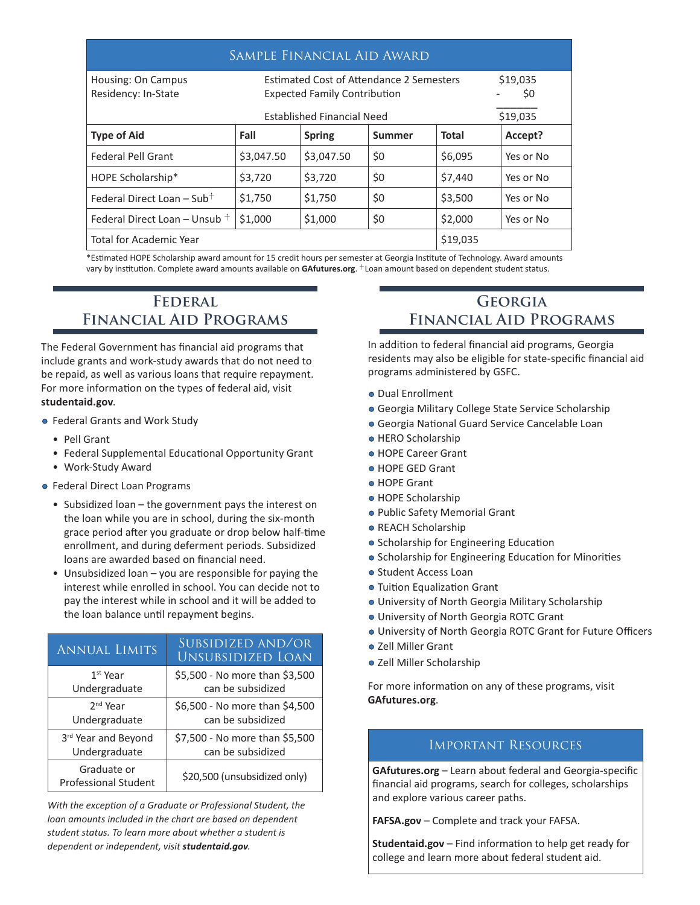## Sample Financial Aid Award

| Housing: On Campus | Estimated Cost of Attendance 2 Semesters | $19,035 |
|---|---|---|
| Residency: In-State | Expected Family Contribution | - $0 |
| | Established Financial Need | $19,035 |

| Type of Aid | Fall | Spring | Summer | Total | Accept? |
|---|---|---|---|---|---|
| Federal Pell Grant | $3,047.50 | $3,047.50 | $0 | $6,095 | Yes or No |
| HOPE Scholarship* | $3,720 | $3,720 | $0 | $7,440 | Yes or No |
| Federal Direct Loan – Sub† | $1,750 | $1,750 | $0 | $3,500 | Yes or No |
| Federal Direct Loan – Unsub † | $1,000 | $1,000 | $0 | $2,000 | Yes or No |
| Total for Academic Year | | | | $19,035 | |

*Estimated HOPE Scholarship award amount for 15 credit hours per semester at Georgia Institute of Technology. Award amounts vary by institution. Complete award amounts available on **GAfutures.org**. †Loan amount based on dependent student status.

## Federal Financial Aid Programs

The Federal Government has financial aid programs that include grants and work-study awards that do not need to be repaid, as well as various loans that require repayment. For more information on the types of federal aid, visit **studentaid.gov**.

- Federal Grants and Work Study
  - Pell Grant
  - Federal Supplemental Educational Opportunity Grant
  - Work-Study Award
- Federal Direct Loan Programs
  - Subsidized loan – the government pays the interest on the loan while you are in school, during the six-month grace period after you graduate or drop below half-time enrollment, and during deferment periods. Subsidized loans are awarded based on financial need.
  - Unsubsidized loan – you are responsible for paying the interest while enrolled in school. You can decide not to pay the interest while in school and it will be added to the loan balance until repayment begins.

| Annual Limits | Subsidized and/or Unsubsidized Loan |
|---|---|
| 1st Year Undergraduate | $5,500 - No more than $3,500 can be subsidized |
| 2nd Year Undergraduate | $6,500 - No more than $4,500 can be subsidized |
| 3rd Year and Beyond Undergraduate | $7,500 - No more than $5,500 can be subsidized |
| Graduate or Professional Student | $20,500 (unsubsidized only) |

*With the exception of a Graduate or Professional Student, the loan amounts included in the chart are based on dependent student status. To learn more about whether a student is dependent or independent, visit **studentaid.gov**.*

## Georgia Financial Aid Programs

In addition to federal financial aid programs, Georgia residents may also be eligible for state-specific financial aid programs administered by GSFC.

- Dual Enrollment
- Georgia Military College State Service Scholarship
- Georgia National Guard Service Cancelable Loan
- HERO Scholarship
- HOPE Career Grant
- HOPE GED Grant
- HOPE Grant
- HOPE Scholarship
- Public Safety Memorial Grant
- REACH Scholarship
- Scholarship for Engineering Education
- Scholarship for Engineering Education for Minorities
- Student Access Loan
- Tuition Equalization Grant
- University of North Georgia Military Scholarship
- University of North Georgia ROTC Grant
- University of North Georgia ROTC Grant for Future Officers
- Zell Miller Grant
- Zell Miller Scholarship

For more information on any of these programs, visit **GAfutures.org**.

### Important Resources

**GAfutures.org** – Learn about federal and Georgia-specific financial aid programs, search for colleges, scholarships and explore various career paths.

**FAFSA.gov** – Complete and track your FAFSA.

**Studentaid.gov** – Find information to help get ready for college and learn more about federal student aid.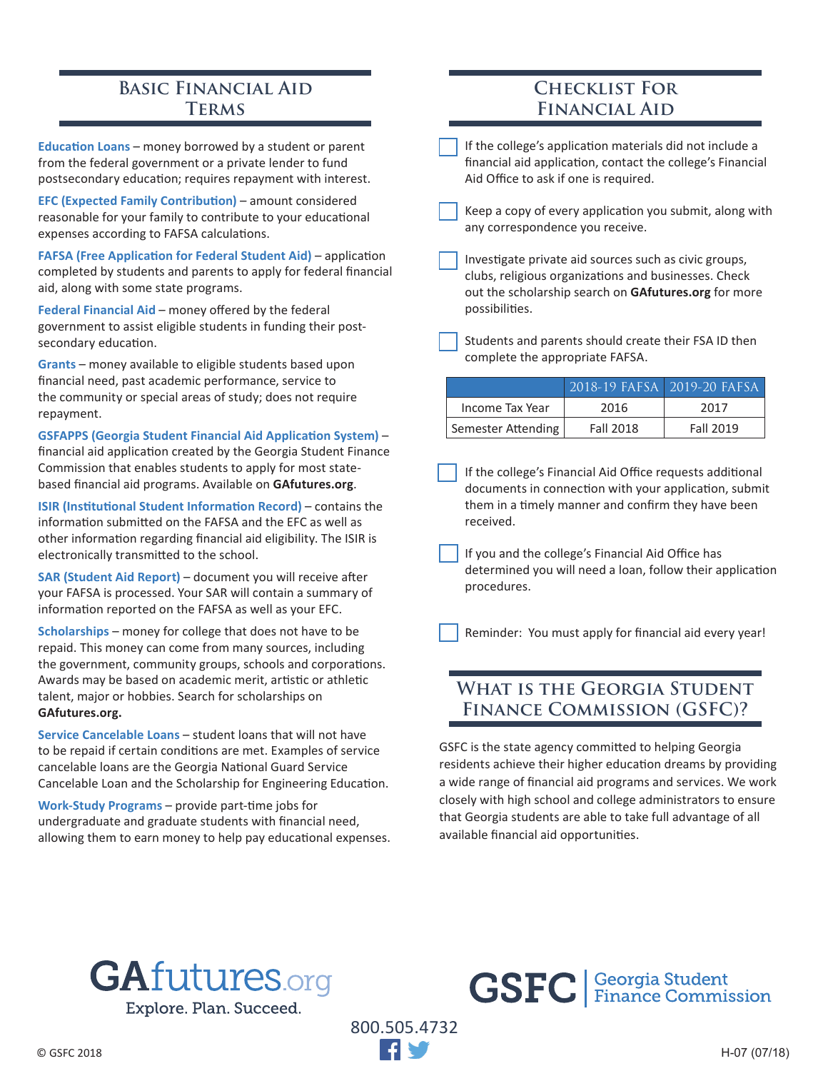## Basic Financial Aid Terms

**Education Loans** – money borrowed by a student or parent from the federal government or a private lender to fund postsecondary education; requires repayment with interest.

**EFC (Expected Family Contribution)** – amount considered reasonable for your family to contribute to your educational expenses according to FAFSA calculations.

**FAFSA (Free Application for Federal Student Aid)** – application completed by students and parents to apply for federal financial aid, along with some state programs.

**Federal Financial Aid** – money offered by the federal government to assist eligible students in funding their post-secondary education.

**Grants** – money available to eligible students based upon financial need, past academic performance, service to the community or special areas of study; does not require repayment.

**GSFAPPS (Georgia Student Financial Aid Application System)** – financial aid application created by the Georgia Student Finance Commission that enables students to apply for most state-based financial aid programs. Available on **GAfutures.org**.

**ISIR (Institutional Student Information Record)** – contains the information submitted on the FAFSA and the EFC as well as other information regarding financial aid eligibility. The ISIR is electronically transmitted to the school.

**SAR (Student Aid Report)** – document you will receive after your FAFSA is processed. Your SAR will contain a summary of information reported on the FAFSA as well as your EFC.

**Scholarships** – money for college that does not have to be repaid. This money can come from many sources, including the government, community groups, schools and corporations. Awards may be based on academic merit, artistic or athletic talent, major or hobbies. Search for scholarships on **GAfutures.org.**

**Service Cancelable Loans** – student loans that will not have to be repaid if certain conditions are met. Examples of service cancelable loans are the Georgia National Guard Service Cancelable Loan and the Scholarship for Engineering Education.

**Work-Study Programs** – provide part-time jobs for undergraduate and graduate students with financial need, allowing them to earn money to help pay educational expenses.

## Checklist For Financial Aid

- ☐ If the college's application materials did not include a financial aid application, contact the college's Financial Aid Office to ask if one is required.
- ☐ Keep a copy of every application you submit, along with any correspondence you receive.
- ☐ Investigate private aid sources such as civic groups, clubs, religious organizations and businesses. Check out the scholarship search on **GAfutures.org** for more possibilities.
- ☐ Students and parents should create their FSA ID then complete the appropriate FAFSA.

| | 2018-19 FAFSA | 2019-20 FAFSA |
|---|---|---|
| Income Tax Year | 2016 | 2017 |
| Semester Attending | Fall 2018 | Fall 2019 |

- ☐ If the college's Financial Aid Office requests additional documents in connection with your application, submit them in a timely manner and confirm they have been received.
- ☐ If you and the college's Financial Aid Office has determined you will need a loan, follow their application procedures.
- ☐ Reminder: You must apply for financial aid every year!

## What is the Georgia Student Finance Commission (GSFC)?

GSFC is the state agency committed to helping Georgia residents achieve their higher education dreams by providing a wide range of financial aid programs and services. We work closely with high school and college administrators to ensure that Georgia students are able to take full advantage of all available financial aid opportunities.

GAfutures.org
Explore. Plan. Succeed.

GSFC | Georgia Student Finance Commission

800.505.4732

© GSFC 2018

H-07 (07/18)